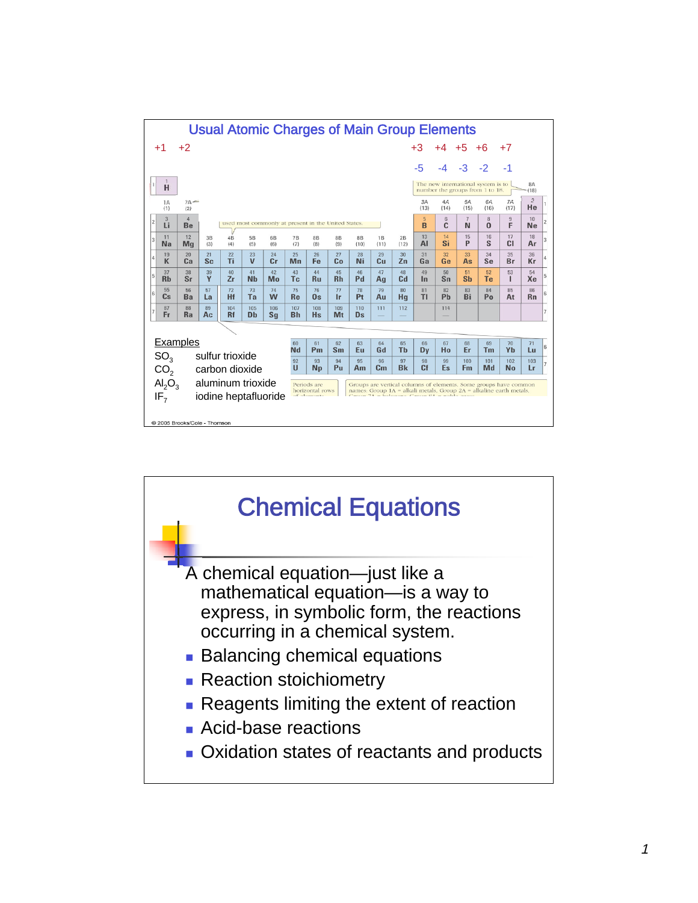## Usual Atomic Charges of Main Group Elements

+1 +2 +3 +4 +5 +6 +7

-5 -4 -3 -2 -1

| 1A (1) | 2A (2) | | | | | | | | | | | 3A (13) | 4A (14) | 5A (15) | 6A (16) | 7A (17) | 8A (18) |
|---|---|---|---|---|---|---|---|---|---|---|---|---|---|---|---|---|---|
| 1 H | | | | | | | | | | | | | | | | | 2 He |
| 3 Li | 4 Be | | | | | | | | | | | 5 B | 6 C | 7 N | 8 O | 9 F | 10 Ne |
| 11 Na | 12 Mg | 3B (3) | 4B (4) | 5B (5) | 6B (6) | 7B (7) | 8B (8) | 8B (9) | 8B (10) | 1B (11) | 2B (12) | 13 Al | 14 Si | 15 P | 16 S | 17 Cl | 18 Ar |
| 19 K | 20 Ca | 21 Sc | 22 Ti | 23 V | 24 Cr | 25 Mn | 26 Fe | 27 Co | 28 Ni | 29 Cu | 30 Zn | 31 Ga | 32 Ge | 33 As | 34 Se | 35 Br | 36 Kr |
| 37 Rb | 38 Sr | 39 Y | 40 Zr | 41 Nb | 42 Mo | 43 Tc | 44 Ru | 45 Rh | 46 Pd | 47 Ag | 48 Cd | 49 In | 50 Sn | 51 Sb | 52 Te | 53 I | 54 Xe |
| 55 Cs | 56 Ba | 57 La | 72 Hf | 73 Ta | 74 W | 75 Re | 76 Os | 77 Ir | 78 Pt | 79 Au | 80 Hg | 81 Tl | 82 Pb | 83 Bi | 84 Po | 85 At | 86 Rn |
| 87 Fr | 88 Ra | 89 Ac | 104 Rf | 105 Db | 106 Sg | 107 Bh | 108 Hs | 109 Mt | 110 Ds | 111 | 112 | | 114 | | | | |

| 60 Nd | 61 Pm | 62 Sm | 63 Eu | 64 Gd | 65 Tb | 66 Dy | 67 Ho | 68 Er | 69 Tm | 70 Yb | 71 Lu |
|---|---|---|---|---|---|---|---|---|---|---|---|
| 92 U | 93 Np | 94 Pu | 95 Am | 96 Cm | 97 Bk | 98 Cf | 99 Es | 100 Fm | 101 Md | 102 No | 103 Lr |

The new international system is to number the groups from 1 to 18.

used most commonly at present in the United States.

Periods are horizontal rows of elements.

Groups are vertical columns of elements. Some groups have common names. Group 1A = alkali metals. Group 2A = alkaline earth metals.

Examples

$SO_3$ sulfur trioxide

$CO_2$ carbon dioxide

$Al_2O_3$ aluminum trioxide

$IF_7$ iodine heptafluoride

© 2005 Brooks/Cole - Thomson

## Chemical Equations

A chemical equation—just like a mathematical equation—is a way to express, in symbolic form, the reactions occurring in a chemical system.

- Balancing chemical equations
- Reaction stoichiometry
- Reagents limiting the extent of reaction
- Acid-base reactions
- Oxidation states of reactants and products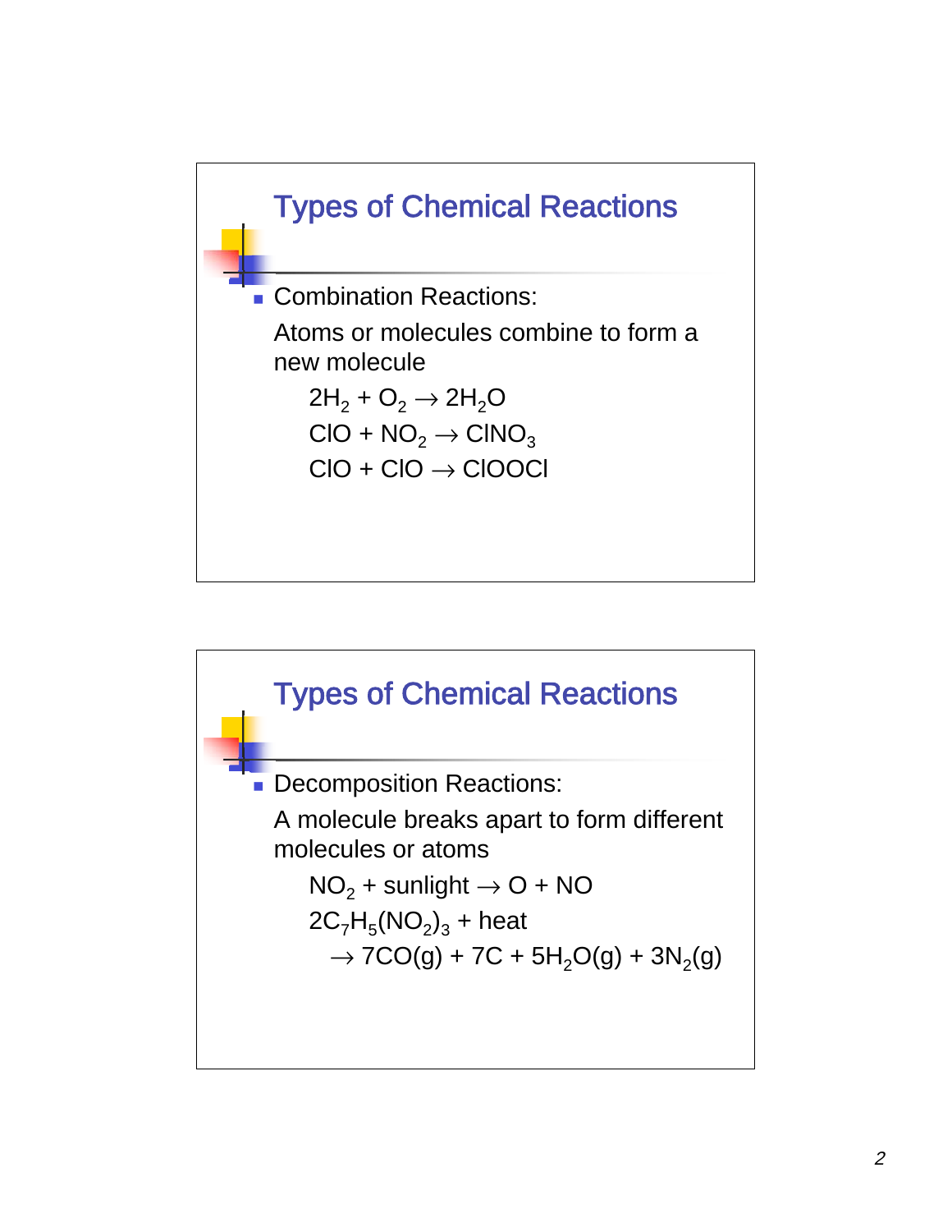## Types of Chemical Reactions

- Combination Reactions:

  Atoms or molecules combine to form a new molecule

  $2H_2 + O_2 \rightarrow 2H_2O$

  $ClO + NO_2 \rightarrow ClNO_3$

  $ClO + ClO \rightarrow ClOOCl$

## Types of Chemical Reactions

- Decomposition Reactions:

  A molecule breaks apart to form different molecules or atoms

  $NO_2$ + sunlight $\rightarrow O + NO$

  $2C_7H_5(NO_2)_3$ + heat

  $\rightarrow 7CO(g) + 7C + 5H_2O(g) + 3N_2(g)$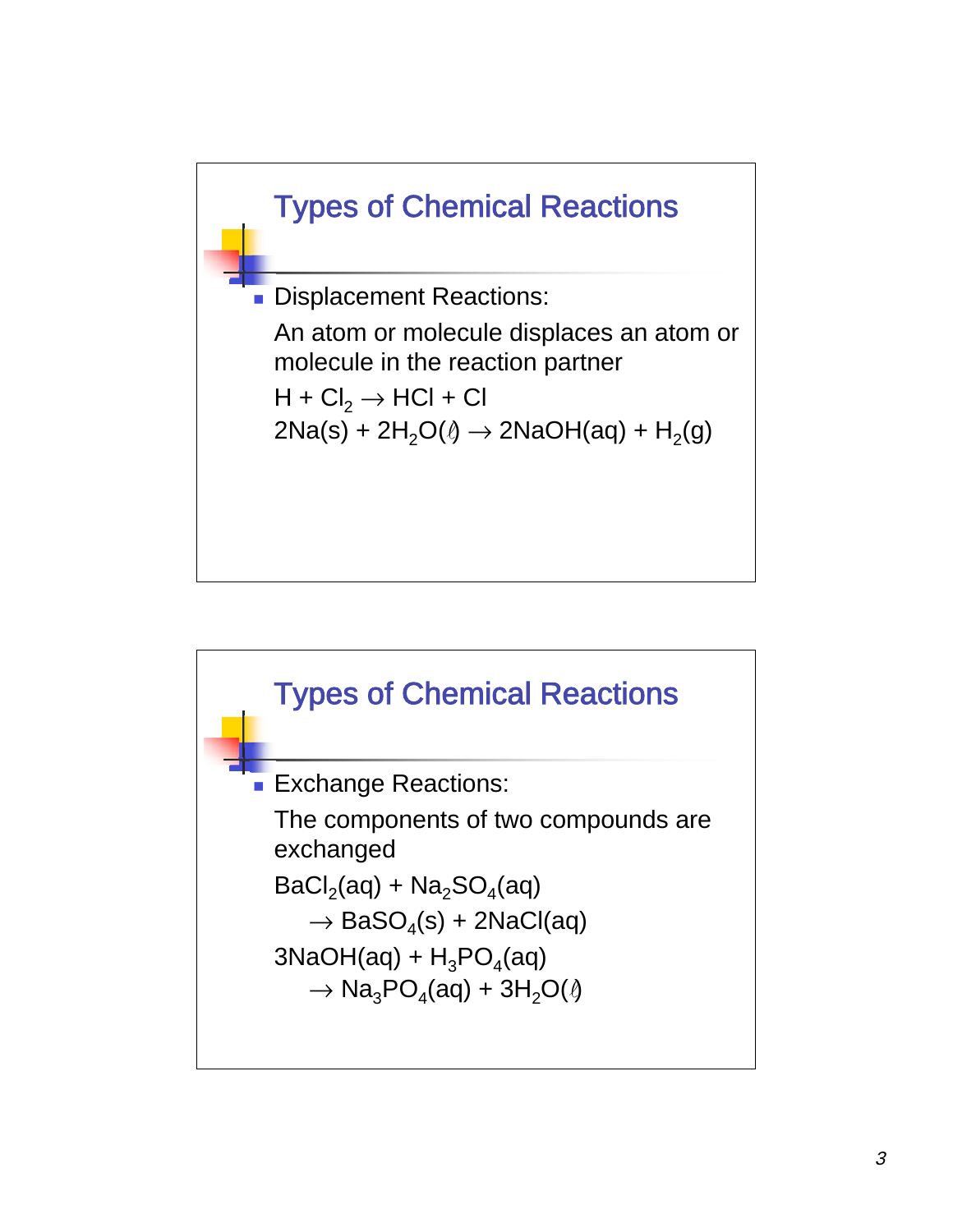## Types of Chemical Reactions

- Displacement Reactions:

  An atom or molecule displaces an atom or molecule in the reaction partner

  $H + Cl_2 \rightarrow HCl + Cl$

  $2Na(s) + 2H_2O(\ell) \rightarrow 2NaOH(aq) + H_2(g)$

## Types of Chemical Reactions

- Exchange Reactions:

  The components of two compounds are exchanged

  $BaCl_2(aq) + Na_2SO_4(aq)$
  $\quad \rightarrow BaSO_4(s) + 2NaCl(aq)$

  $3NaOH(aq) + H_3PO_4(aq)$
  $\quad \rightarrow Na_3PO_4(aq) + 3H_2O(\ell)$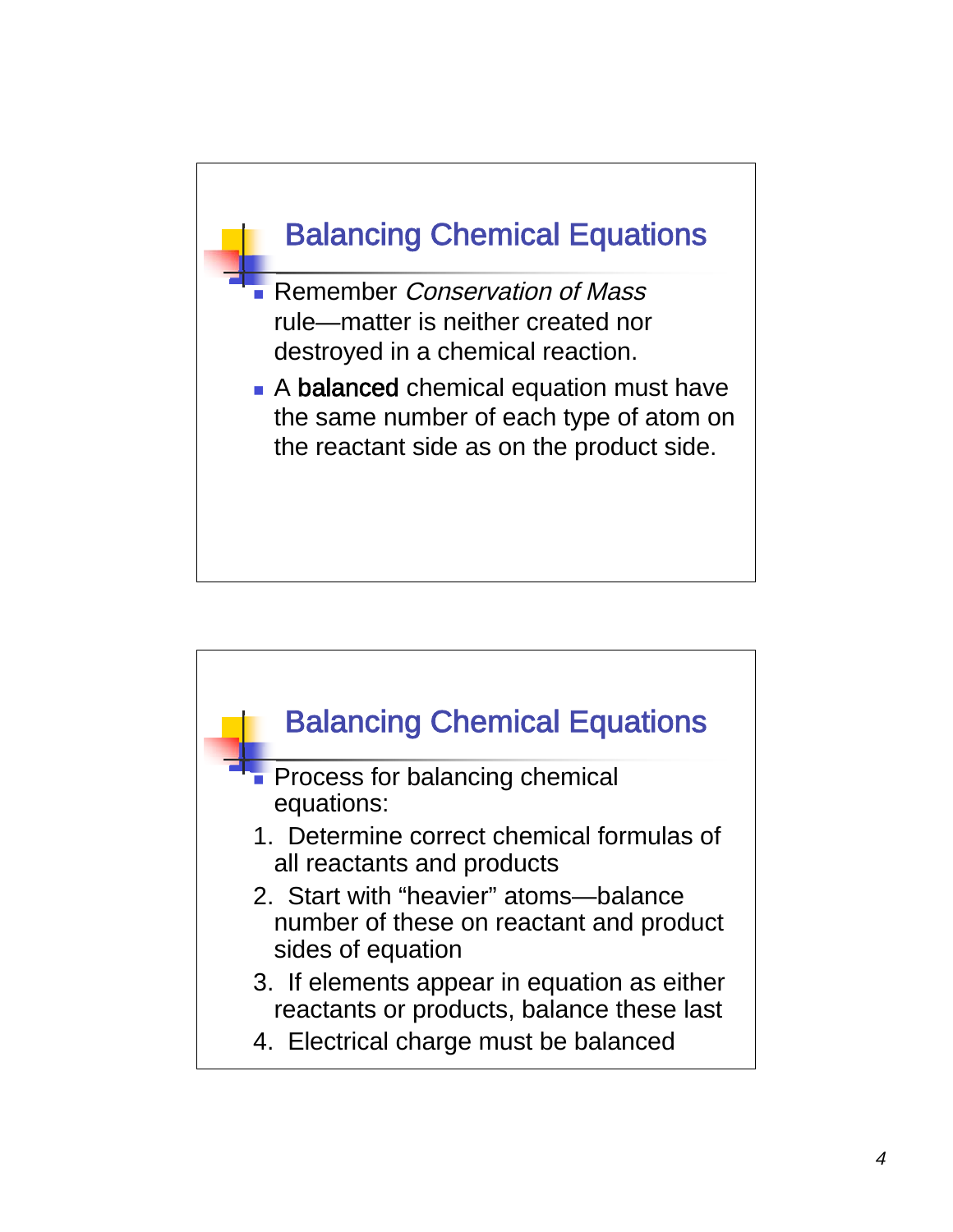## Balancing Chemical Equations

- Remember *Conservation of Mass* rule—matter is neither created nor destroyed in a chemical reaction.
- A **balanced** chemical equation must have the same number of each type of atom on the reactant side as on the product side.

## Balancing Chemical Equations

- Process for balancing chemical equations:

1. Determine correct chemical formulas of all reactants and products
2. Start with “heavier” atoms—balance number of these on reactant and product sides of equation
3. If elements appear in equation as either reactants or products, balance these last
4. Electrical charge must be balanced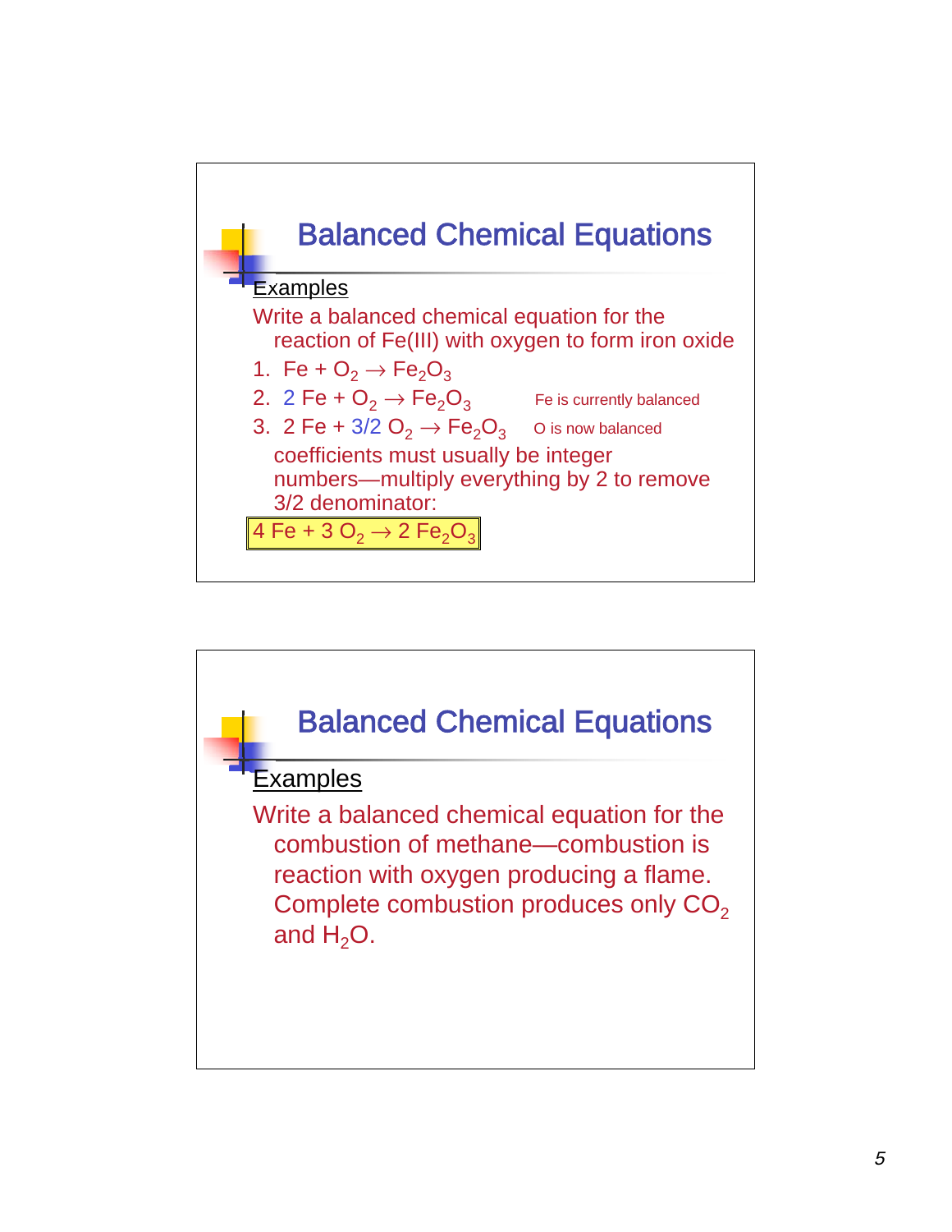## Balanced Chemical Equations

Examples

Write a balanced chemical equation for the reaction of Fe(III) with oxygen to form iron oxide

1. $Fe + O_2 \rightarrow Fe_2O_3$
2. $2\ Fe + O_2 \rightarrow Fe_2O_3$ — Fe is currently balanced
3. $2\ Fe + 3/2\ O_2 \rightarrow Fe_2O_3$ — O is now balanced

   coefficients must usually be integer numbers—multiply everything by 2 to remove 3/2 denominator:

$4\ Fe + 3\ O_2 \rightarrow 2\ Fe_2O_3$

## Balanced Chemical Equations

Examples

Write a balanced chemical equation for the combustion of methane—combustion is reaction with oxygen producing a flame. Complete combustion produces only $CO_2$ and $H_2O$.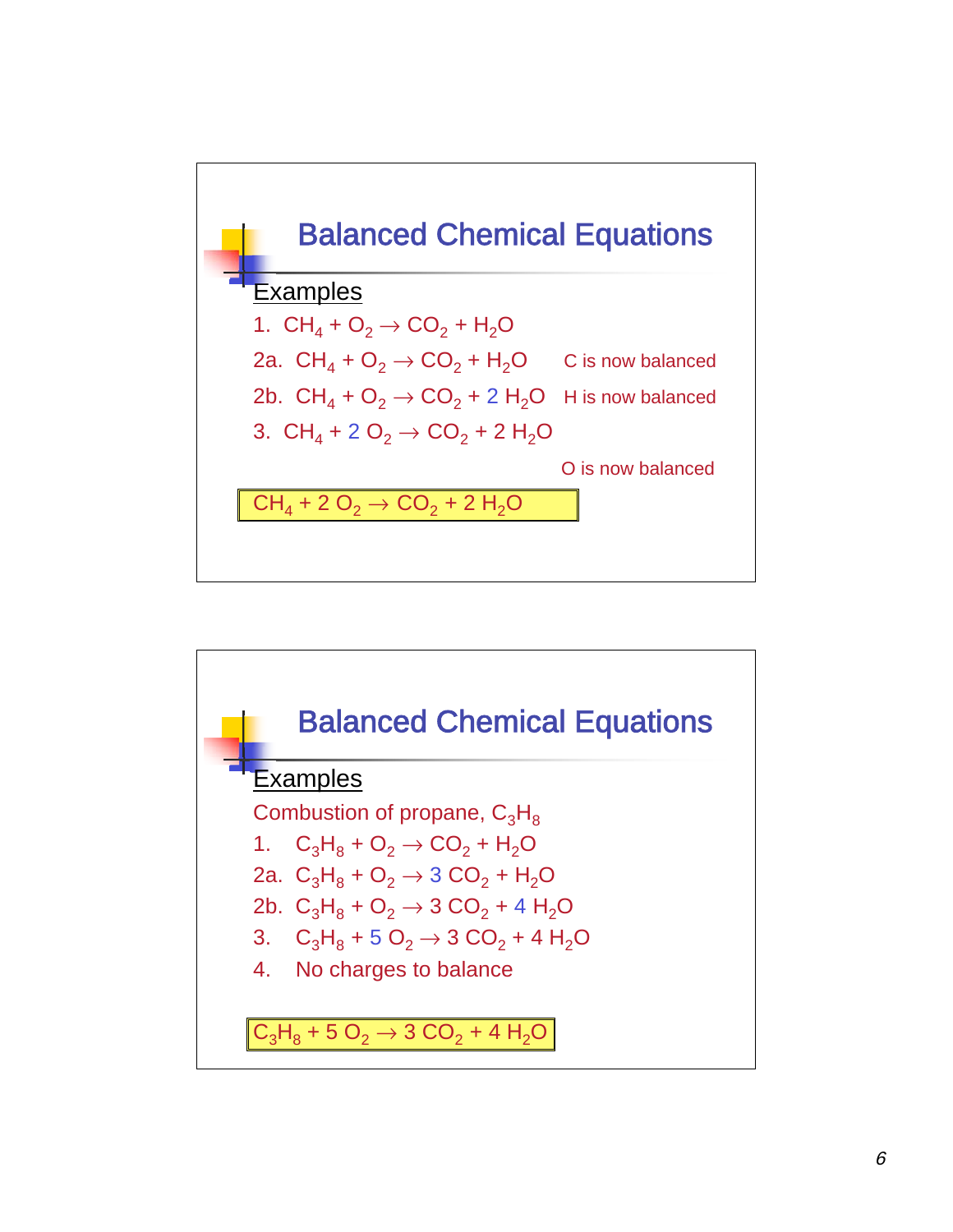## Balanced Chemical Equations

Examples

1. $CH_4 + O_2 \rightarrow CO_2 + H_2O$

2a. $CH_4 + O_2 \rightarrow CO_2 + H_2O$ C is now balanced

2b. $CH_4 + O_2 \rightarrow CO_2 + 2\ H_2O$ H is now balanced

3. $CH_4 + 2\ O_2 \rightarrow CO_2 + 2\ H_2O$

O is now balanced

$$CH_4 + 2\ O_2 \rightarrow CO_2 + 2\ H_2O$$

## Balanced Chemical Equations

Examples

Combustion of propane, $C_3H_8$

1. $C_3H_8 + O_2 \rightarrow CO_2 + H_2O$

2a. $C_3H_8 + O_2 \rightarrow 3\ CO_2 + H_2O$

2b. $C_3H_8 + O_2 \rightarrow 3\ CO_2 + 4\ H_2O$

3. $C_3H_8 + 5\ O_2 \rightarrow 3\ CO_2 + 4\ H_2O$

4. No charges to balance

$$C_3H_8 + 5\ O_2 \rightarrow 3\ CO_2 + 4\ H_2O$$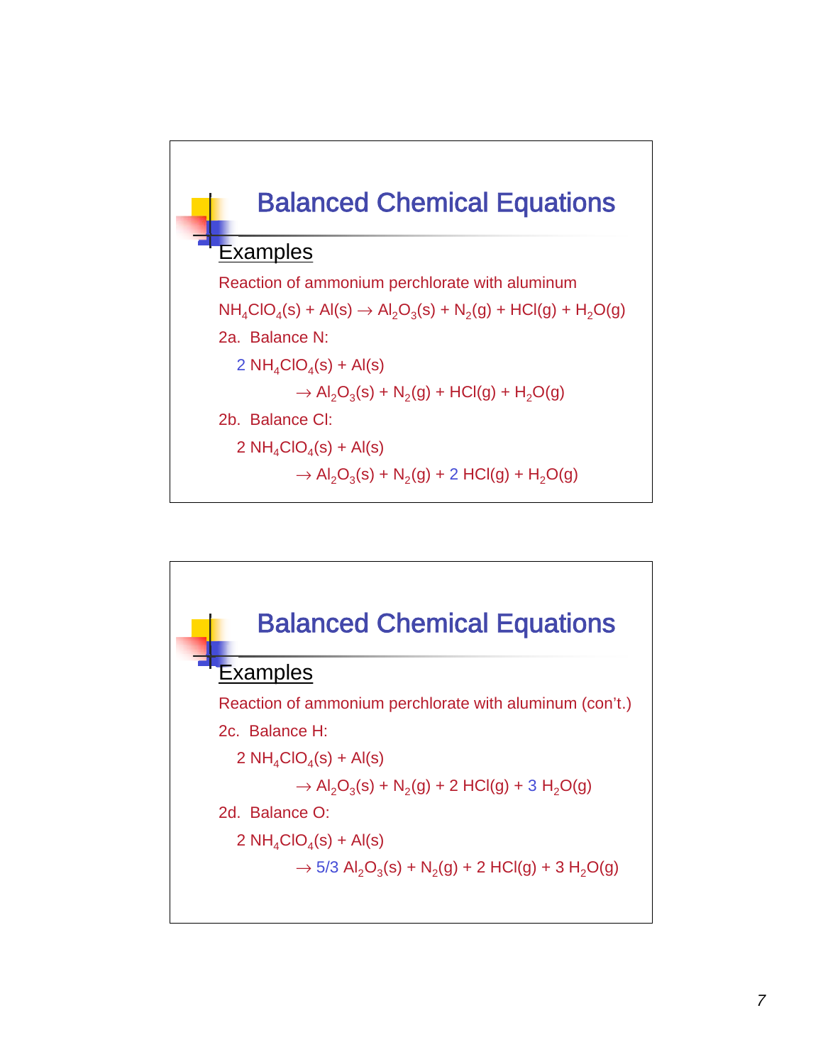## Balanced Chemical Equations

**Examples**

Reaction of ammonium perchlorate with aluminum

$NH_4ClO_4(s) + Al(s) \rightarrow Al_2O_3(s) + N_2(g) + HCl(g) + H_2O(g)$

2a. Balance N:

$2\ NH_4ClO_4(s) + Al(s)$

$\rightarrow Al_2O_3(s) + N_2(g) + HCl(g) + H_2O(g)$

2b. Balance Cl:

$2\ NH_4ClO_4(s) + Al(s)$

$\rightarrow Al_2O_3(s) + N_2(g) + 2\ HCl(g) + H_2O(g)$

## Balanced Chemical Equations

**Examples**

Reaction of ammonium perchlorate with aluminum (con't.)

2c. Balance H:

$2\ NH_4ClO_4(s) + Al(s)$

$\rightarrow Al_2O_3(s) + N_2(g) + 2\ HCl(g) + 3\ H_2O(g)$

2d. Balance O:

$2\ NH_4ClO_4(s) + Al(s)$

$\rightarrow 5/3\ Al_2O_3(s) + N_2(g) + 2\ HCl(g) + 3\ H_2O(g)$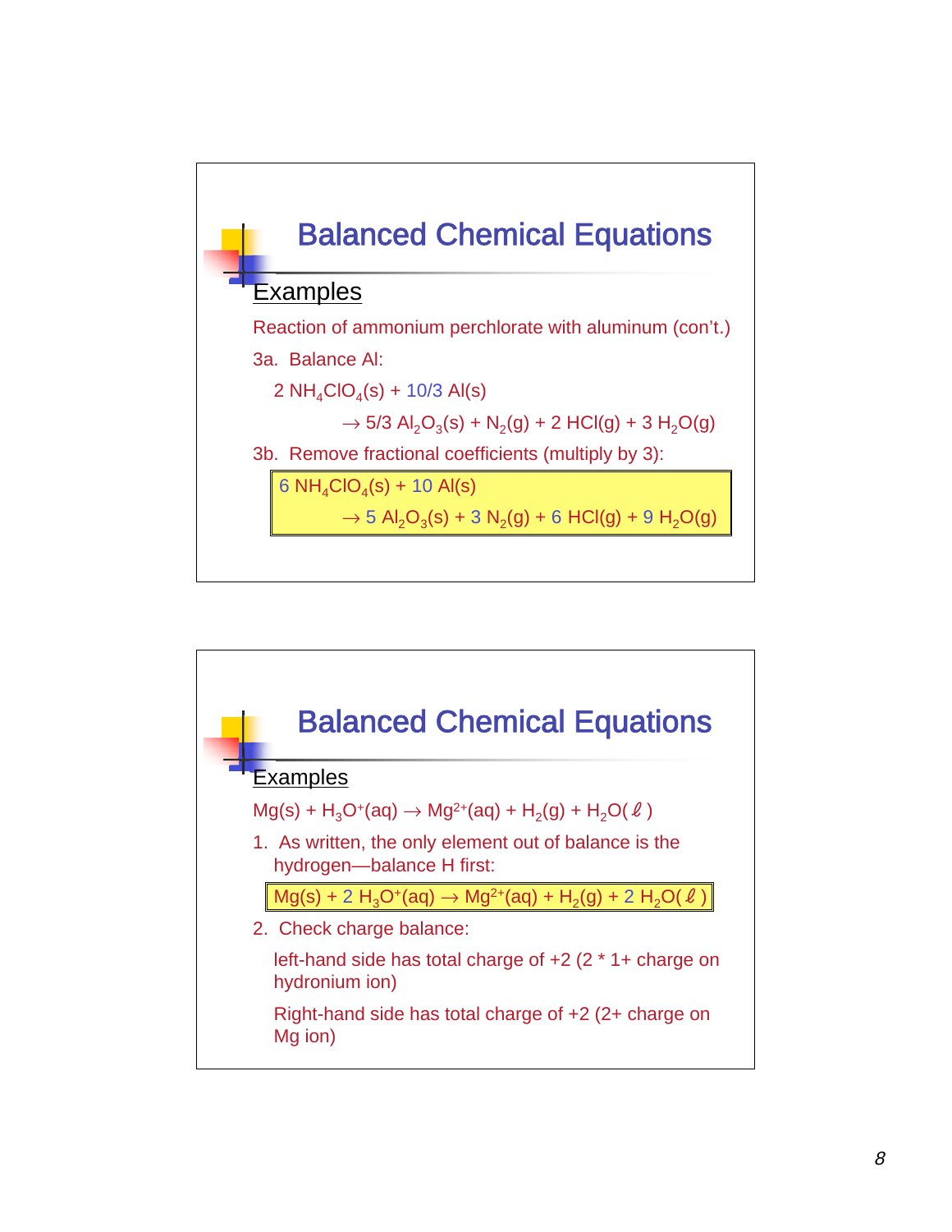# Balanced Chemical Equations

## Examples

Reaction of ammonium perchlorate with aluminum (con't.)

3a. Balance Al:

$$2\ NH_4ClO_4(s) + 10/3\ Al(s) \rightarrow 5/3\ Al_2O_3(s) + N_2(g) + 2\ HCl(g) + 3\ H_2O(g)$$

3b. Remove fractional coefficients (multiply by 3):

$$6\ NH_4ClO_4(s) + 10\ Al(s) \rightarrow 5\ Al_2O_3(s) + 3\ N_2(g) + 6\ HCl(g) + 9\ H_2O(g)$$

# Balanced Chemical Equations

## Examples

$$Mg(s) + H_3O^+(aq) \rightarrow Mg^{2+}(aq) + H_2(g) + H_2O(\ell)$$

1. As written, the only element out of balance is the hydrogen—balance H first:

$$Mg(s) + 2\ H_3O^+(aq) \rightarrow Mg^{2+}(aq) + H_2(g) + 2\ H_2O(\ell)$$

2. Check charge balance:

   left-hand side has total charge of +2 (2 * 1+ charge on hydronium ion)

   Right-hand side has total charge of +2 (2+ charge on Mg ion)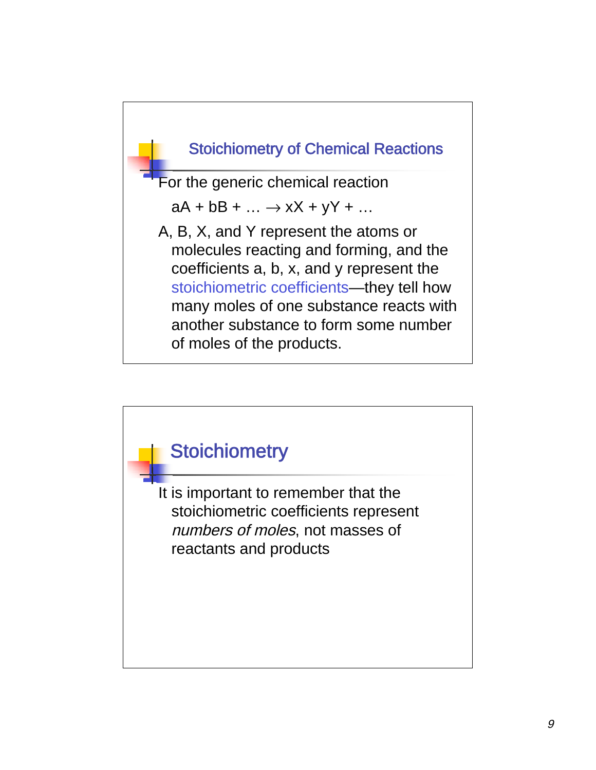## Stoichiometry of Chemical Reactions

For the generic chemical reaction

$$aA + bB + \ldots \rightarrow xX + yY + \ldots$$

A, B, X, and Y represent the atoms or molecules reacting and forming, and the coefficients a, b, x, and y represent the stoichiometric coefficients—they tell how many moles of one substance reacts with another substance to form some number of moles of the products.

## Stoichiometry

It is important to remember that the stoichiometric coefficients represent *numbers of moles*, not masses of reactants and products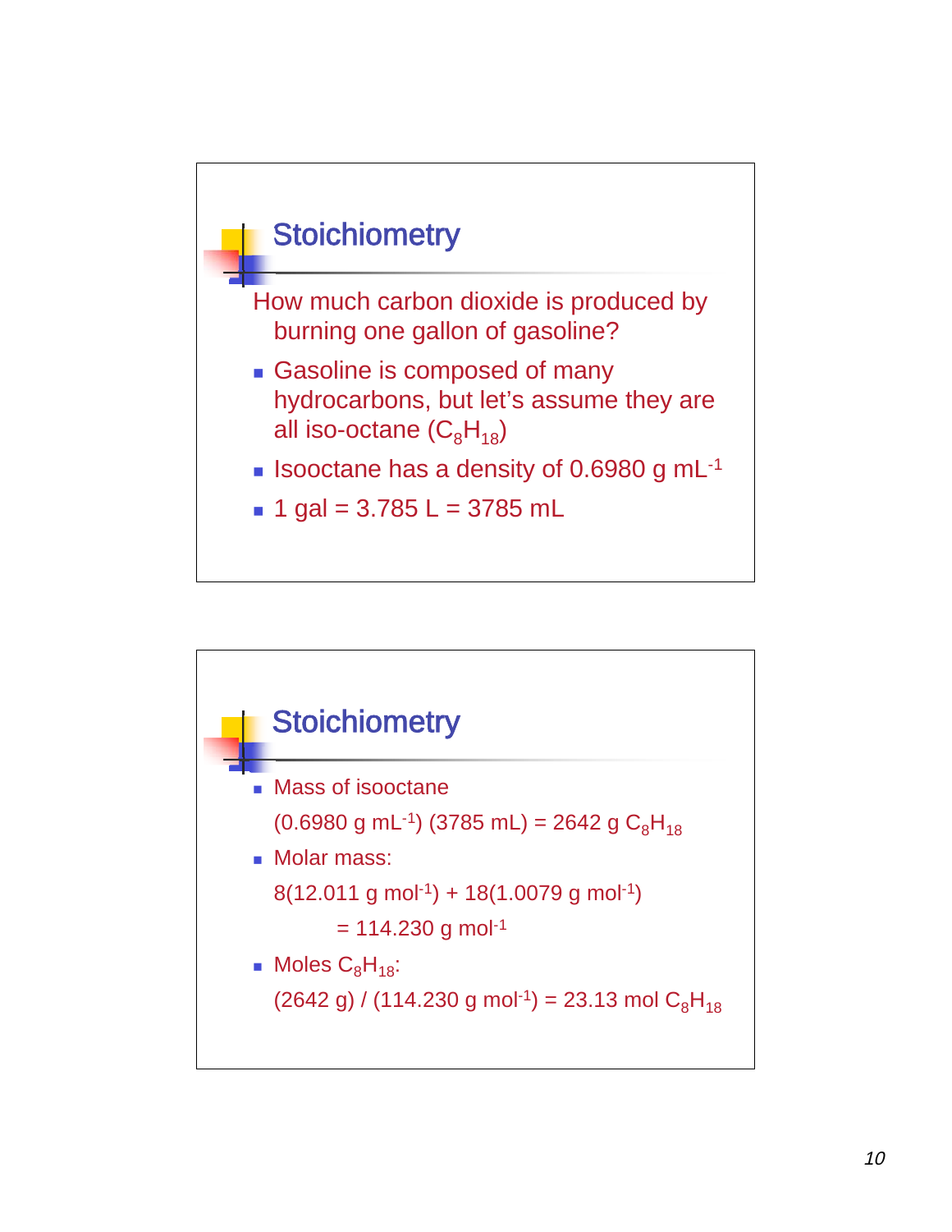## Stoichiometry

How much carbon dioxide is produced by burning one gallon of gasoline?

- Gasoline is composed of many hydrocarbons, but let's assume they are all iso-octane ($C_8H_{18}$)
- Isooctane has a density of 0.6980 g $mL^{-1}$
- 1 gal = 3.785 L = 3785 mL

## Stoichiometry

- Mass of isooctane

  (0.6980 g $mL^{-1}$) (3785 mL) = 2642 g $C_8H_{18}$

- Molar mass:

  8(12.011 g $mol^{-1}$) + 18(1.0079 g $mol^{-1}$)

  = 114.230 g $mol^{-1}$

- Moles $C_8H_{18}$:

  (2642 g) / (114.230 g $mol^{-1}$) = 23.13 mol $C_8H_{18}$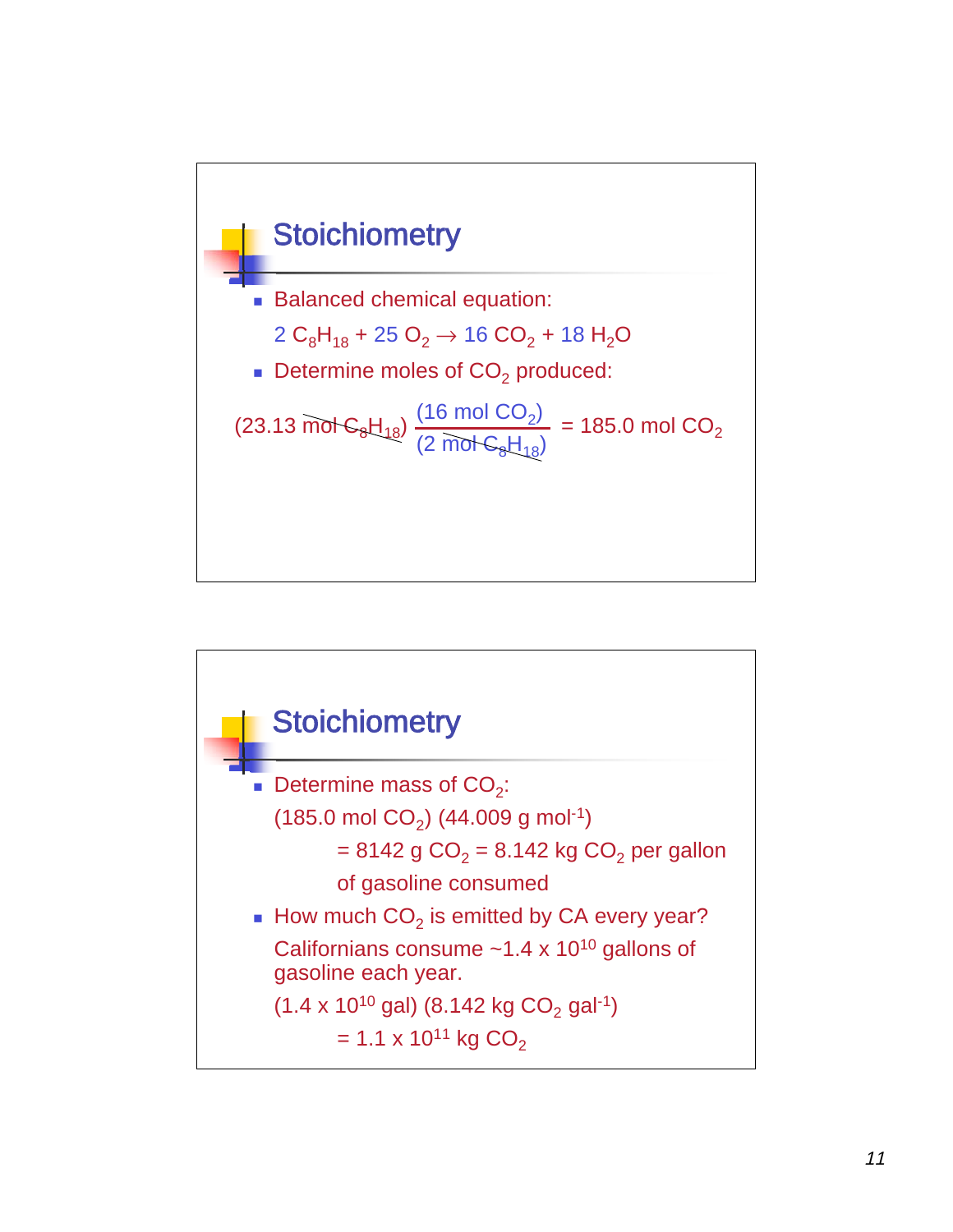## Stoichiometry

- Balanced chemical equation:

  $2\ C_8H_{18} + 25\ O_2 \rightarrow 16\ CO_2 + 18\ H_2O$

- Determine moles of $CO_2$ produced:

$$(23.13\ \cancel{\text{mol } C_8H_{18}})\ \frac{(16\ \text{mol } CO_2)}{(2\ \cancel{\text{mol } C_8H_{18}})} = 185.0\ \text{mol } CO_2$$

## Stoichiometry

- Determine mass of $CO_2$:

  $(185.0\ \text{mol } CO_2)\ (44.009\ \text{g mol}^{-1})$

  $= 8142\ \text{g } CO_2 = 8.142\ \text{kg } CO_2$ per gallon of gasoline consumed

- How much $CO_2$ is emitted by CA every year?

  Californians consume ~$1.4 \times 10^{10}$ gallons of gasoline each year.

  $(1.4 \times 10^{10}\ \text{gal})\ (8.142\ \text{kg } CO_2\ \text{gal}^{-1})$

  $= 1.1 \times 10^{11}\ \text{kg } CO_2$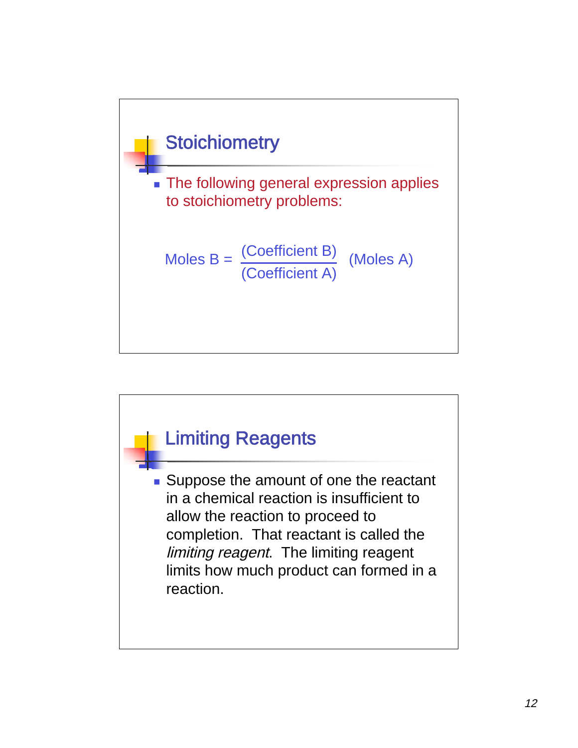## Stoichiometry

- The following general expression applies to stoichiometry problems:

$$\text{Moles B} = \frac{\text{(Coefficient B)}}{\text{(Coefficient A)}} \text{ (Moles A)}$$

## Limiting Reagents

- Suppose the amount of one the reactant in a chemical reaction is insufficient to allow the reaction to proceed to completion. That reactant is called the *limiting reagent*. The limiting reagent limits how much product can formed in a reaction.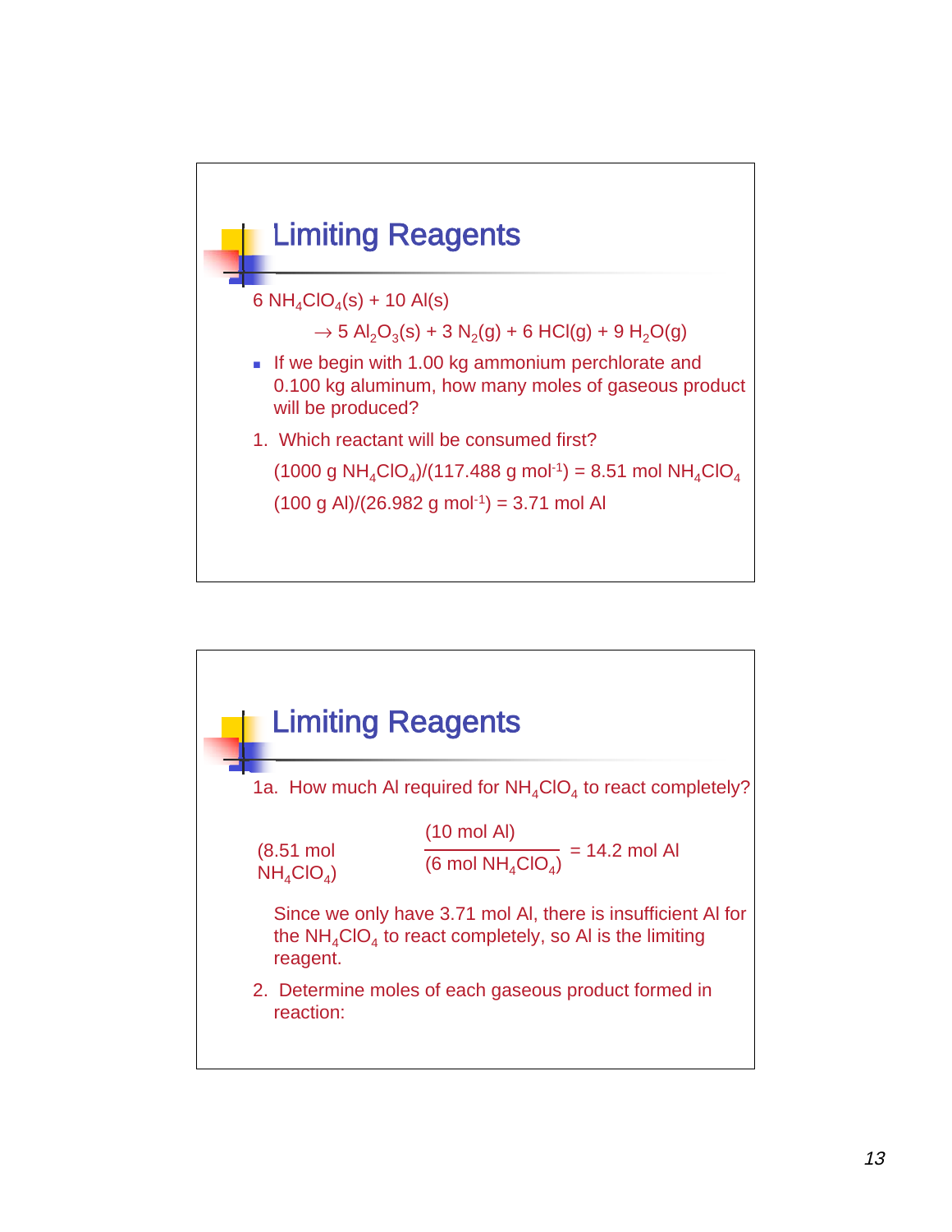## Limiting Reagents

$6\ NH_4ClO_4(s) + 10\ Al(s)$

$\rightarrow 5\ Al_2O_3(s) + 3\ N_2(g) + 6\ HCl(g) + 9\ H_2O(g)$

- If we begin with 1.00 kg ammonium perchlorate and 0.100 kg aluminum, how many moles of gaseous product will be produced?

1. Which reactant will be consumed first?

   $(1000\ g\ NH_4ClO_4)/(117.488\ g\ mol^{-1}) = 8.51\ mol\ NH_4ClO_4$

   $(100\ g\ Al)/(26.982\ g\ mol^{-1}) = 3.71\ mol\ Al$

## Limiting Reagents

1a. How much Al required for $NH_4ClO_4$ to react completely?

$$(8.51\ mol\ NH_4ClO_4)\ \frac{(10\ mol\ Al)}{(6\ mol\ NH_4ClO_4)} = 14.2\ mol\ Al$$

Since we only have 3.71 mol Al, there is insufficient Al for the $NH_4ClO_4$ to react completely, so Al is the limiting reagent.

2. Determine moles of each gaseous product formed in reaction: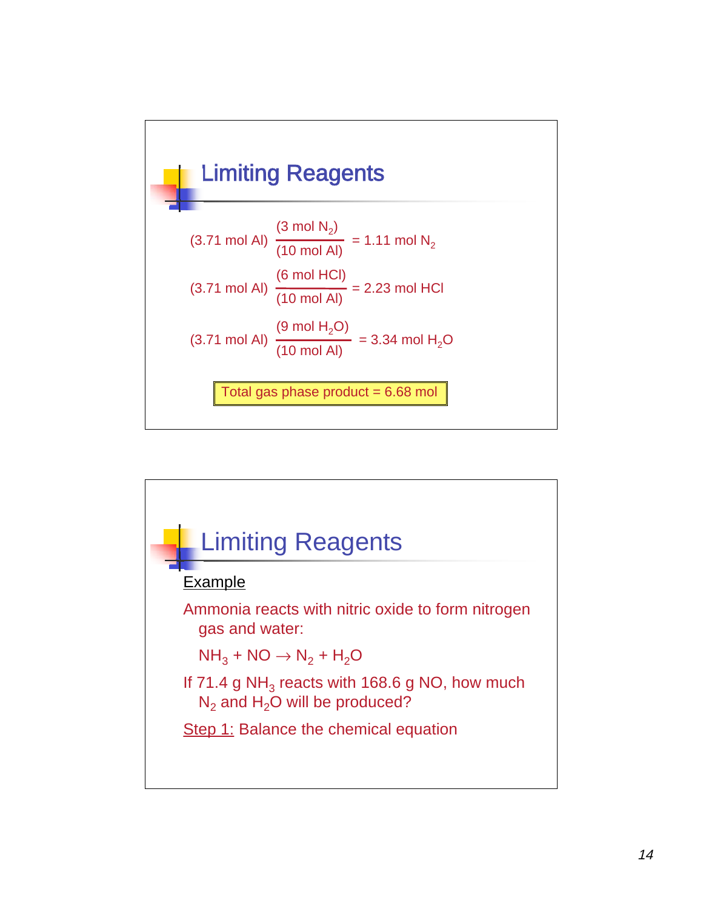## Limiting Reagents

$$(3.71 \text{ mol Al}) \frac{(3 \text{ mol } N_2)}{(10 \text{ mol Al})} = 1.11 \text{ mol } N_2$$

$$(3.71 \text{ mol Al}) \frac{(6 \text{ mol HCl})}{(10 \text{ mol Al})} = 2.23 \text{ mol HCl}$$

$$(3.71 \text{ mol Al}) \frac{(9 \text{ mol } H_2O)}{(10 \text{ mol Al})} = 3.34 \text{ mol } H_2O$$

Total gas phase product = 6.68 mol

## Limiting Reagents

Example

Ammonia reacts with nitric oxide to form nitrogen gas and water:

$NH_3 + NO \rightarrow N_2 + H_2O$

If 71.4 g $NH_3$ reacts with 168.6 g NO, how much $N_2$ and $H_2O$ will be produced?

Step 1: Balance the chemical equation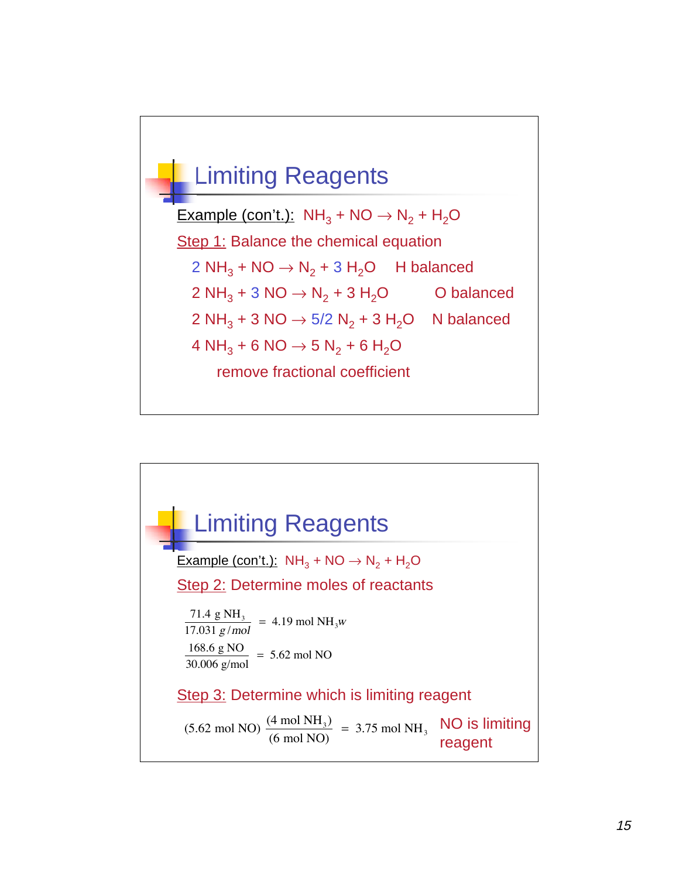## Limiting Reagents

Example (con't.): $NH_3 + NO \rightarrow N_2 + H_2O$

Step 1: Balance the chemical equation

$2\ NH_3 + NO \rightarrow N_2 + 3\ H_2O$ H balanced

$2\ NH_3 + 3\ NO \rightarrow N_2 + 3\ H_2O$ O balanced

$2\ NH_3 + 3\ NO \rightarrow 5/2\ N_2 + 3\ H_2O$ N balanced

$4\ NH_3 + 6\ NO \rightarrow 5\ N_2 + 6\ H_2O$

remove fractional coefficient

## Limiting Reagents

Example (con't.): $NH_3 + NO \rightarrow N_2 + H_2O$

Step 2: Determine moles of reactants

$$\frac{71.4\ \text{g NH}_3}{17.031\ g/mol} = 4.19\ \text{mol NH}_3 w$$

$$\frac{168.6\ \text{g NO}}{30.006\ \text{g/mol}} = 5.62\ \text{mol NO}$$

Step 3: Determine which is limiting reagent

$$(5.62\ \text{mol NO})\frac{(4\ \text{mol NH}_3)}{(6\ \text{mol NO})} = 3.75\ \text{mol NH}_3$$

NO is limiting reagent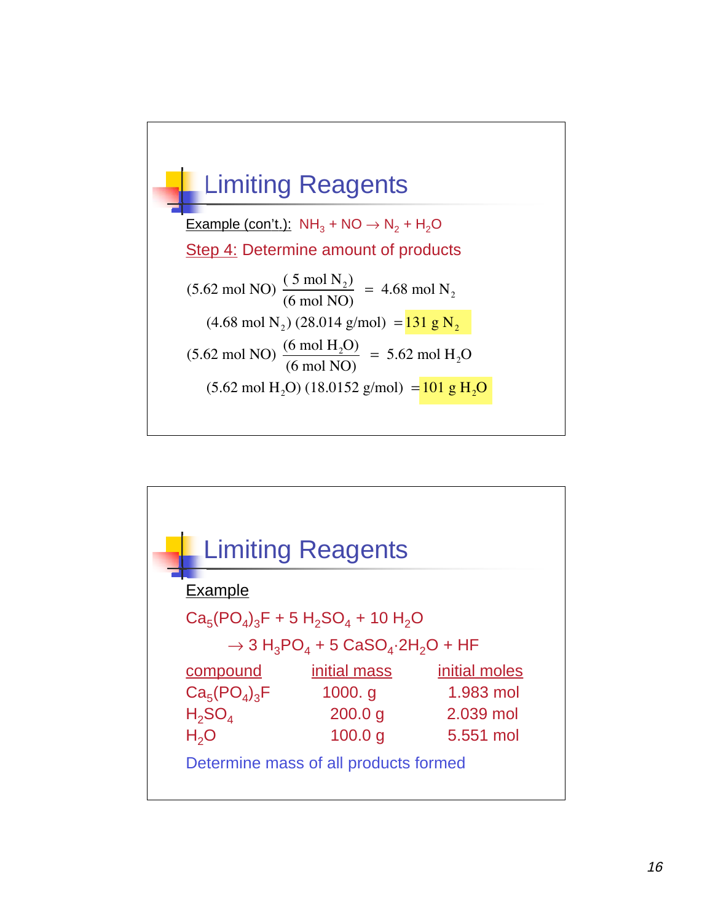## Limiting Reagents

Example (con't.): $NH_3 + NO \rightarrow N_2 + H_2O$

Step 4: Determine amount of products

$$(5.62 \text{ mol NO}) \frac{(5 \text{ mol } N_2)}{(6 \text{ mol NO})} = 4.68 \text{ mol } N_2$$

$$(4.68 \text{ mol } N_2)(28.014 \text{ g/mol}) = 131 \text{ g } N_2$$

$$(5.62 \text{ mol NO}) \frac{(6 \text{ mol } H_2O)}{(6 \text{ mol NO})} = 5.62 \text{ mol } H_2O$$

$$(5.62 \text{ mol } H_2O)(18.0152 \text{ g/mol}) = 101 \text{ g } H_2O$$

## Limiting Reagents

Example

$Ca_5(PO_4)_3F + 5\ H_2SO_4 + 10\ H_2O$

$\rightarrow 3\ H_3PO_4 + 5\ CaSO_4{\cdot}2H_2O + HF$

| compound | initial mass | initial moles |
|---|---|---|
| $Ca_5(PO_4)_3F$ | 1000. g | 1.983 mol |
| $H_2SO_4$ | 200.0 g | 2.039 mol |
| $H_2O$ | 100.0 g | 5.551 mol |

Determine mass of all products formed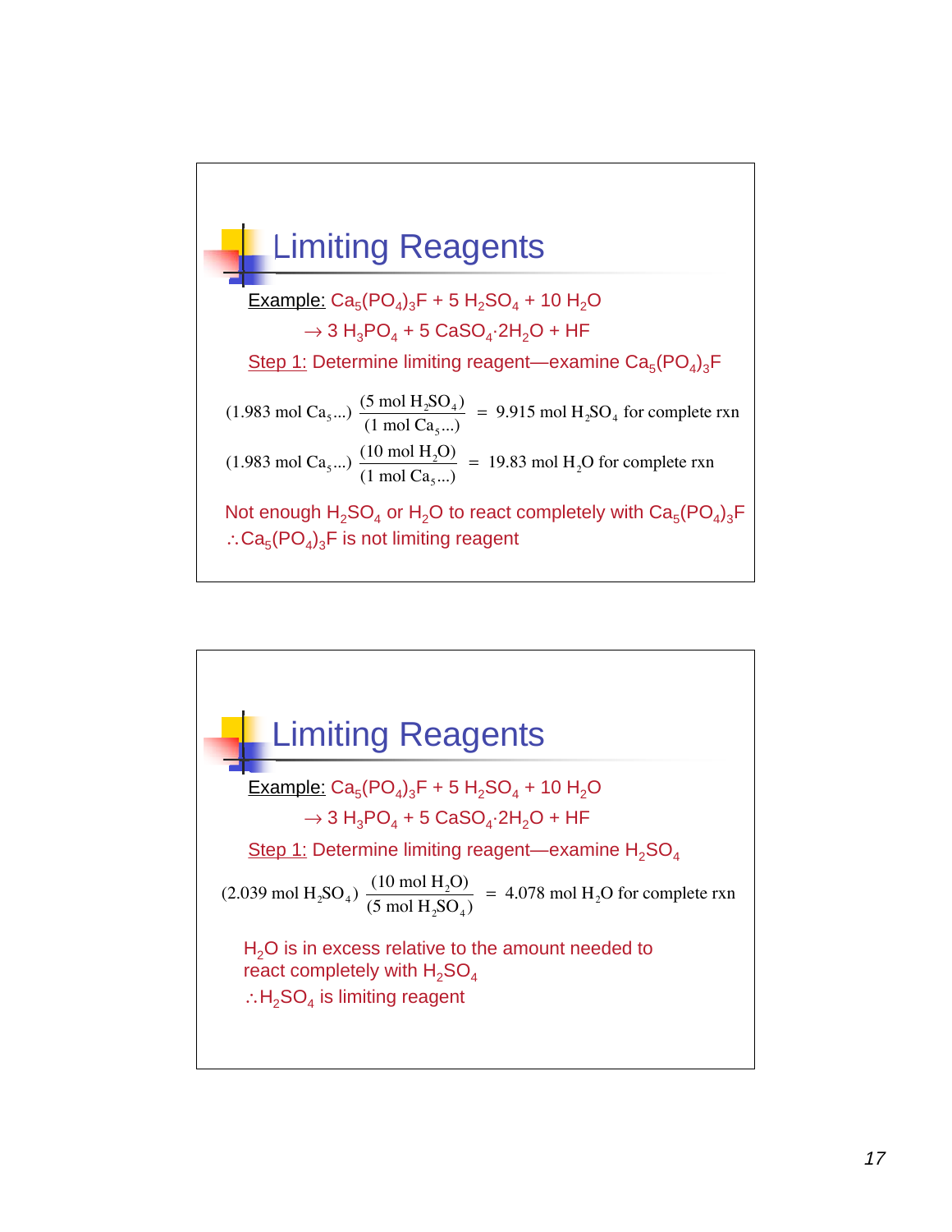## Limiting Reagents

Example: $Ca_5(PO_4)_3F + 5\ H_2SO_4 + 10\ H_2O$

$\rightarrow 3\ H_3PO_4 + 5\ CaSO_4{\cdot}2H_2O + HF$

Step 1: Determine limiting reagent—examine $Ca_5(PO_4)_3F$

$$(1.983 \text{ mol } Ca_5...) \frac{(5 \text{ mol } H_2SO_4)}{(1 \text{ mol } Ca_5...)} = 9.915 \text{ mol } H_2SO_4 \text{ for complete rxn}$$

$$(1.983 \text{ mol } Ca_5...) \frac{(10 \text{ mol } H_2O)}{(1 \text{ mol } Ca_5...)} = 19.83 \text{ mol } H_2O \text{ for complete rxn}$$

Not enough $H_2SO_4$ or $H_2O$ to react completely with $Ca_5(PO_4)_3F$

$\therefore Ca_5(PO_4)_3F$ is not limiting reagent

## Limiting Reagents

Example: $Ca_5(PO_4)_3F + 5\ H_2SO_4 + 10\ H_2O$

$\rightarrow 3\ H_3PO_4 + 5\ CaSO_4{\cdot}2H_2O + HF$

Step 1: Determine limiting reagent—examine $H_2SO_4$

$$(2.039 \text{ mol } H_2SO_4) \frac{(10 \text{ mol } H_2O)}{(5 \text{ mol } H_2SO_4)} = 4.078 \text{ mol } H_2O \text{ for complete rxn}$$

$H_2O$ is in excess relative to the amount needed to react completely with $H_2SO_4$

$\therefore H_2SO_4$ is limiting reagent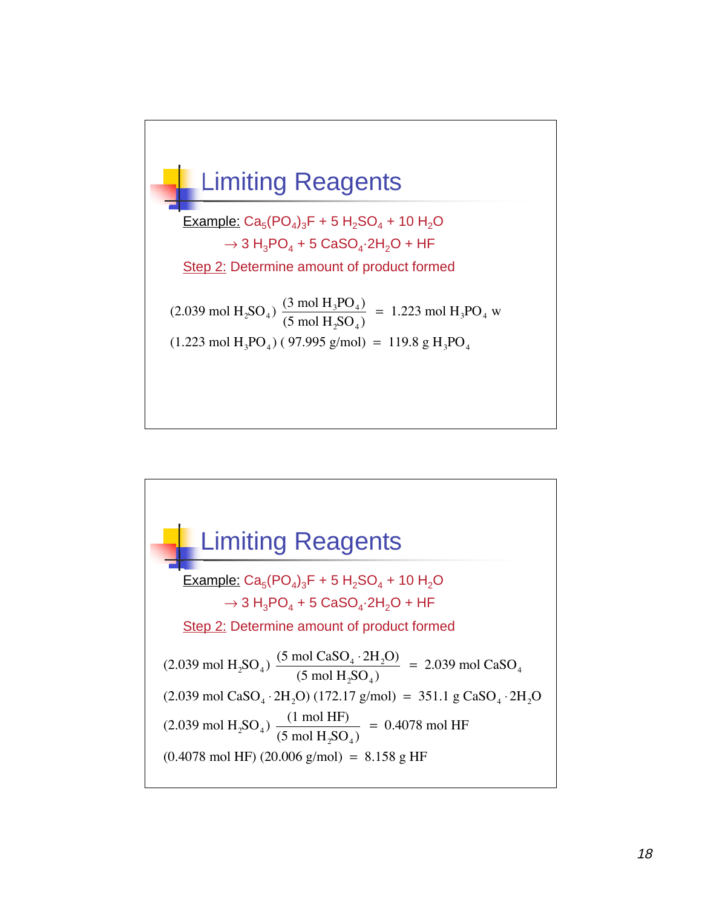## Limiting Reagents

Example: $Ca_5(PO_4)_3F + 5\ H_2SO_4 + 10\ H_2O$

$\rightarrow 3\ H_3PO_4 + 5\ CaSO_4{\cdot}2H_2O + HF$

Step 2: Determine amount of product formed

$$(2.039 \text{ mol } H_2SO_4)\ \frac{(3 \text{ mol } H_3PO_4)}{(5 \text{ mol } H_2SO_4)} = 1.223 \text{ mol } H_3PO_4 \text{ w}$$

$$(1.223 \text{ mol } H_3PO_4)\ (97.995 \text{ g/mol}) = 119.8 \text{ g } H_3PO_4$$

## Limiting Reagents

Example: $Ca_5(PO_4)_3F + 5\ H_2SO_4 + 10\ H_2O$

$\rightarrow 3\ H_3PO_4 + 5\ CaSO_4{\cdot}2H_2O + HF$

Step 2: Determine amount of product formed

$$(2.039 \text{ mol } H_2SO_4)\ \frac{(5 \text{ mol } CaSO_4 \cdot 2H_2O)}{(5 \text{ mol } H_2SO_4)} = 2.039 \text{ mol } CaSO_4$$

$$(2.039 \text{ mol } CaSO_4 \cdot 2H_2O)\ (172.17 \text{ g/mol}) = 351.1 \text{ g } CaSO_4 \cdot 2H_2O$$

$$(2.039 \text{ mol } H_2SO_4)\ \frac{(1 \text{ mol HF})}{(5 \text{ mol } H_2SO_4)} = 0.4078 \text{ mol HF}$$

$$(0.4078 \text{ mol HF})\ (20.006 \text{ g/mol}) = 8.158 \text{ g HF}$$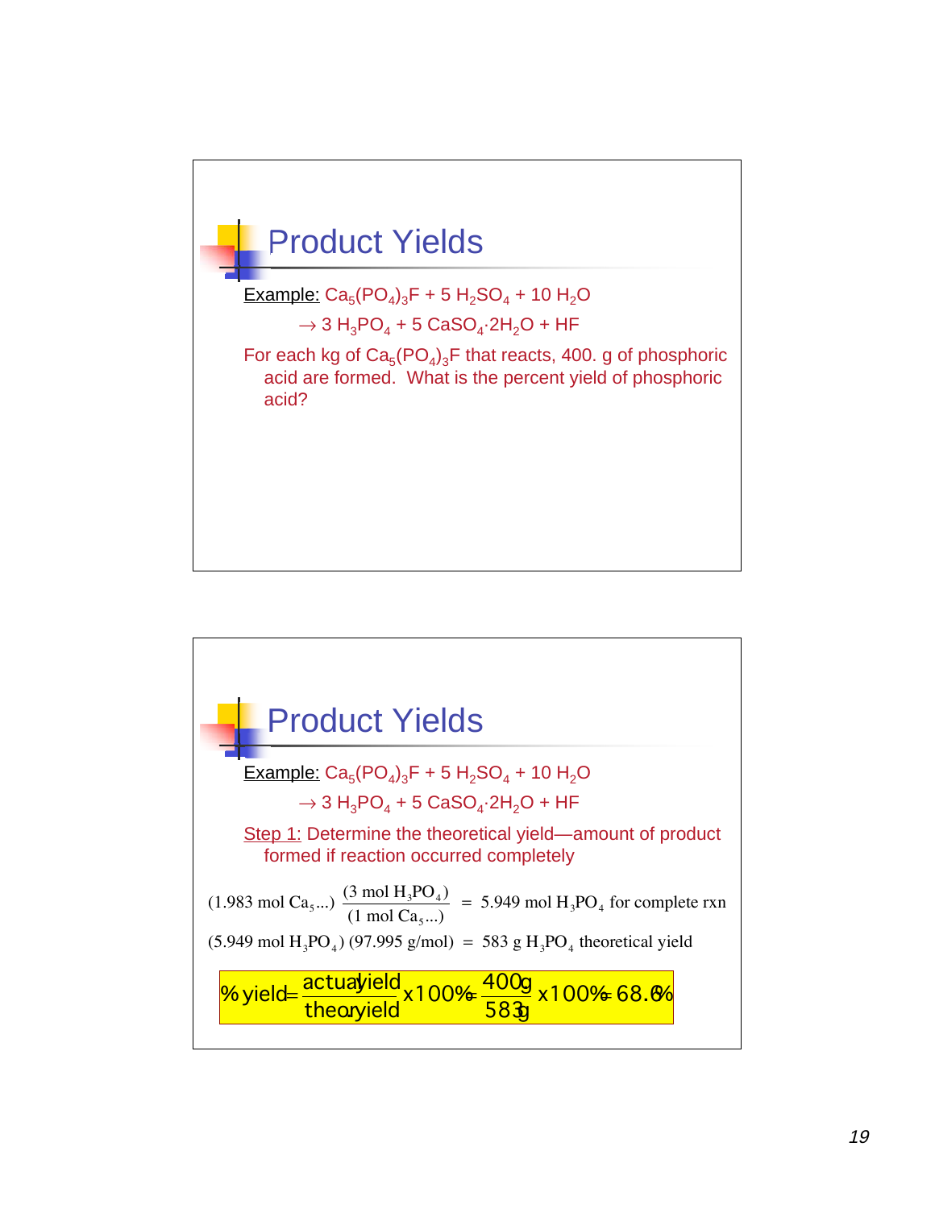## Product Yields

Example: $Ca_5(PO_4)_3F + 5\ H_2SO_4 + 10\ H_2O$

$\rightarrow 3\ H_3PO_4 + 5\ CaSO_4{\cdot}2H_2O + HF$

For each kg of $Ca_5(PO_4)_3F$ that reacts, 400. g of phosphoric acid are formed. What is the percent yield of phosphoric acid?

## Product Yields

Example: $Ca_5(PO_4)_3F + 5\ H_2SO_4 + 10\ H_2O$

$\rightarrow 3\ H_3PO_4 + 5\ CaSO_4{\cdot}2H_2O + HF$

Step 1: Determine the theoretical yield—amount of product formed if reaction occurred completely

$$(1.983\ \text{mol Ca}_5...)\ \frac{(3\ \text{mol H}_3\text{PO}_4)}{(1\ \text{mol Ca}_5...)} = 5.949\ \text{mol H}_3\text{PO}_4 \text{ for complete rxn}$$

$$(5.949\ \text{mol H}_3\text{PO}_4)\ (97.995\ \text{g/mol}) = 583\ \text{g H}_3\text{PO}_4 \text{ theoretical yield}$$

$$\%\ \text{yield} = \frac{\text{actual yield}}{\text{theory yield}} \times 100\% = \frac{400\ \text{g}}{583\ \text{g}} \times 100\% = 68.6\%$$